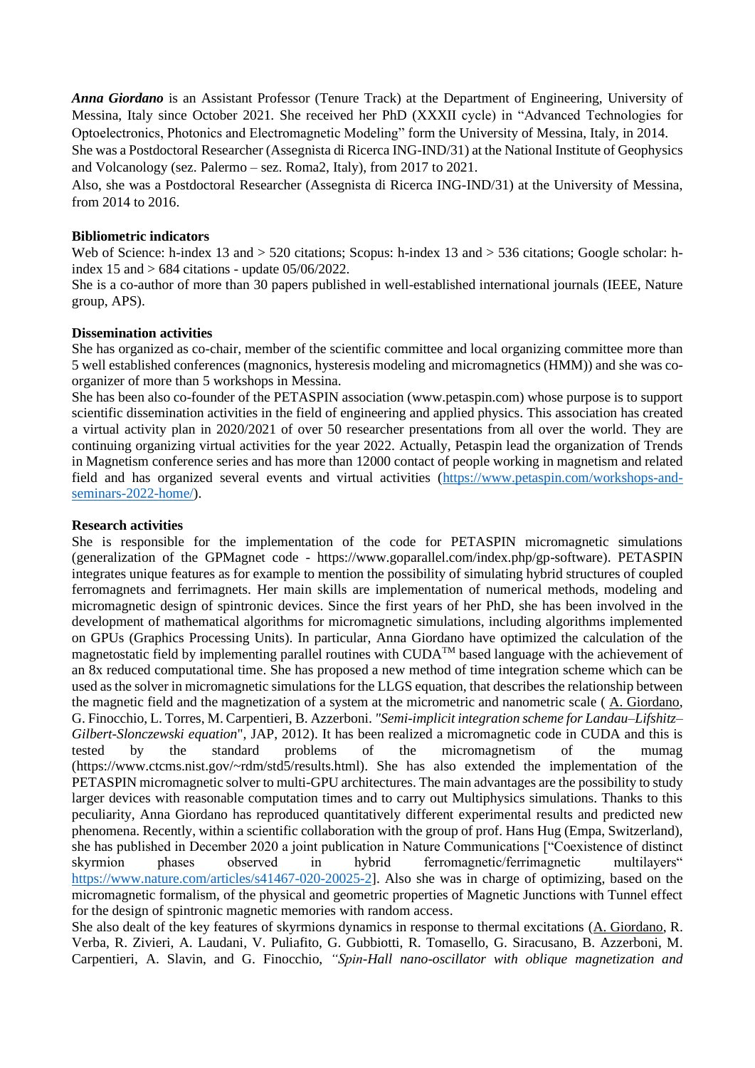***Anna Giordano*** is an Assistant Professor (Tenure Track) at the Department of Engineering, University of Messina, Italy since October 2021. She received her PhD (XXXII cycle) in "Advanced Technologies for Optoelectronics, Photonics and Electromagnetic Modeling" form the University of Messina, Italy, in 2014.
She was a Postdoctoral Researcher (Assegnista di Ricerca ING-IND/31) at the National Institute of Geophysics and Volcanology (sez. Palermo – sez. Roma2, Italy), from 2017 to 2021.
Also, she was a Postdoctoral Researcher (Assegnista di Ricerca ING-IND/31) at the University of Messina, from 2014 to 2016.

**Bibliometric indicators**

Web of Science: h-index 13 and > 520 citations; Scopus: h-index 13 and > 536 citations; Google scholar: h-index 15 and > 684 citations - update 05/06/2022.
She is a co-author of more than 30 papers published in well-established international journals (IEEE, Nature group, APS).

**Dissemination activities**

She has organized as co-chair, member of the scientific committee and local organizing committee more than 5 well established conferences (magnonics, hysteresis modeling and micromagnetics (HMM)) and she was co-organizer of more than 5 workshops in Messina.
She has been also co-founder of the PETASPIN association (www.petaspin.com) whose purpose is to support scientific dissemination activities in the field of engineering and applied physics. This association has created a virtual activity plan in 2020/2021 of over 50 researcher presentations from all over the world. They are continuing organizing virtual activities for the year 2022. Actually, Petaspin lead the organization of Trends in Magnetism conference series and has more than 12000 contact of people working in magnetism and related field and has organized several events and virtual activities (https://www.petaspin.com/workshops-and-seminars-2022-home/).

**Research activities**

She is responsible for the implementation of the code for PETASPIN micromagnetic simulations (generalization of the GPMagnet code - https://www.goparallel.com/index.php/gp-software). PETASPIN integrates unique features as for example to mention the possibility of simulating hybrid structures of coupled ferromagnets and ferrimagnets. Her main skills are implementation of numerical methods, modeling and micromagnetic design of spintronic devices. Since the first years of her PhD, she has been involved in the development of mathematical algorithms for micromagnetic simulations, including algorithms implemented on GPUs (Graphics Processing Units). In particular, Anna Giordano have optimized the calculation of the magnetostatic field by implementing parallel routines with CUDA™ based language with the achievement of an 8x reduced computational time. She has proposed a new method of time integration scheme which can be used as the solver in micromagnetic simulations for the LLGS equation, that describes the relationship between the magnetic field and the magnetization of a system at the micrometric and nanometric scale ( A. Giordano, G. Finocchio, L. Torres, M. Carpentieri, B. Azzerboni. *"Semi-implicit integration scheme for Landau–Lifshitz–Gilbert-Slonczewski equation*", JAP, 2012). It has been realized a micromagnetic code in CUDA and this is tested by the standard problems of the micromagnetism of the mumag (https://www.ctcms.nist.gov/~rdm/std5/results.html). She has also extended the implementation of the PETASPIN micromagnetic solver to multi-GPU architectures. The main advantages are the possibility to study larger devices with reasonable computation times and to carry out Multiphysics simulations. Thanks to this peculiarity, Anna Giordano has reproduced quantitatively different experimental results and predicted new phenomena. Recently, within a scientific collaboration with the group of prof. Hans Hug (Empa, Switzerland), she has published in December 2020 a joint publication in Nature Communications ["Coexistence of distinct skyrmion phases observed in hybrid ferromagnetic/ferrimagnetic multilayers" https://www.nature.com/articles/s41467-020-20025-2]. Also she was in charge of optimizing, based on the micromagnetic formalism, of the physical and geometric properties of Magnetic Junctions with Tunnel effect for the design of spintronic magnetic memories with random access.
She also dealt of the key features of skyrmions dynamics in response to thermal excitations (A. Giordano, R. Verba, R. Zivieri, A. Laudani, V. Puliafito, G. Gubbiotti, R. Tomasello, G. Siracusano, B. Azzerboni, M. Carpentieri, A. Slavin, and G. Finocchio, *"Spin-Hall nano-oscillator with oblique magnetization and*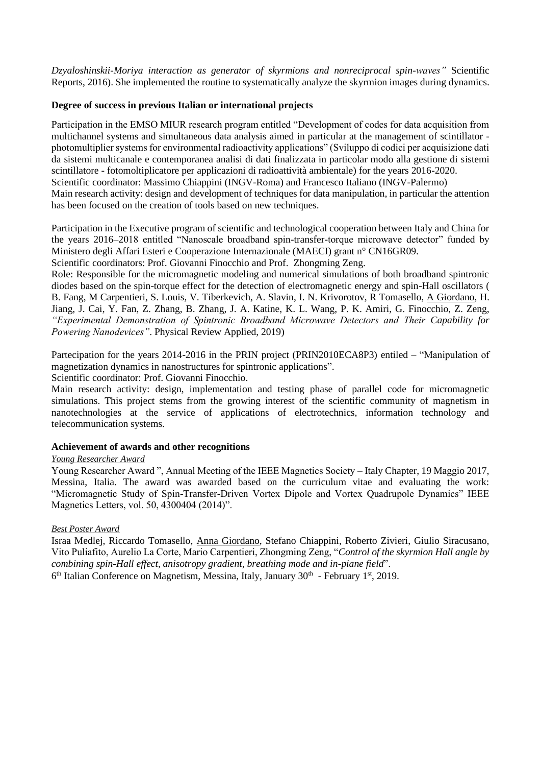*Dzyaloshinskii-Moriya interaction as generator of skyrmions and nonreciprocal spin-waves"* Scientific Reports, 2016). She implemented the routine to systematically analyze the skyrmion images during dynamics.

**Degree of success in previous Italian or international projects**

Participation in the EMSO MIUR research program entitled "Development of codes for data acquisition from multichannel systems and simultaneous data analysis aimed in particular at the management of scintillator - photomultiplier systems for environmental radioactivity applications" (Sviluppo di codici per acquisizione dati da sistemi multicanale e contemporanea analisi di dati finalizzata in particolar modo alla gestione di sistemi scintillatore - fotomoltiplicatore per applicazioni di radioattività ambientale) for the years 2016-2020.
Scientific coordinator: Massimo Chiappini (INGV-Roma) and Francesco Italiano (INGV-Palermo)
Main research activity: design and development of techniques for data manipulation, in particular the attention has been focused on the creation of tools based on new techniques.

Participation in the Executive program of scientific and technological cooperation between Italy and China for the years 2016–2018 entitled "Nanoscale broadband spin-transfer-torque microwave detector" funded by Ministero degli Affari Esteri e Cooperazione Internazionale (MAECI) grant n° CN16GR09.
Scientific coordinators: Prof. Giovanni Finocchio and Prof. Zhongming Zeng.
Role: Responsible for the micromagnetic modeling and numerical simulations of both broadband spintronic diodes based on the spin-torque effect for the detection of electromagnetic energy and spin-Hall oscillators ( B. Fang, M Carpentieri, S. Louis, V. Tiberkevich, A. Slavin, I. N. Krivorotov, R Tomasello, A Giordano, H. Jiang, J. Cai, Y. Fan, Z. Zhang, B. Zhang, J. A. Katine, K. L. Wang, P. K. Amiri, G. Finocchio, Z. Zeng, *"Experimental Demonstration of Spintronic Broadband Microwave Detectors and Their Capability for Powering Nanodevices"*. Physical Review Applied, 2019)

Partecipation for the years 2014-2016 in the PRIN project (PRIN2010ECA8P3) entiled – "Manipulation of magnetization dynamics in nanostructures for spintronic applications".
Scientific coordinator: Prof. Giovanni Finocchio.
Main research activity: design, implementation and testing phase of parallel code for micromagnetic simulations. This project stems from the growing interest of the scientific community of magnetism in nanotechnologies at the service of applications of electrotechnics, information technology and telecommunication systems.

**Achievement of awards and other recognitions**

*Young Researcher Award*

Young Researcher Award ", Annual Meeting of the IEEE Magnetics Society – Italy Chapter, 19 Maggio 2017, Messina, Italia. The award was awarded based on the curriculum vitae and evaluating the work: "Micromagnetic Study of Spin-Transfer-Driven Vortex Dipole and Vortex Quadrupole Dynamics" IEEE Magnetics Letters, vol. 50, 4300404 (2014)".

*Best Poster Award*

Israa Medlej, Riccardo Tomasello, Anna Giordano, Stefano Chiappini, Roberto Zivieri, Giulio Siracusano, Vito Puliafito, Aurelio La Corte, Mario Carpentieri, Zhongming Zeng, "*Control of the skyrmion Hall angle by combining spin-Hall effect, anisotropy gradient, breathing mode and in-piane field*".
6th Italian Conference on Magnetism, Messina, Italy, January 30th - February 1st, 2019.